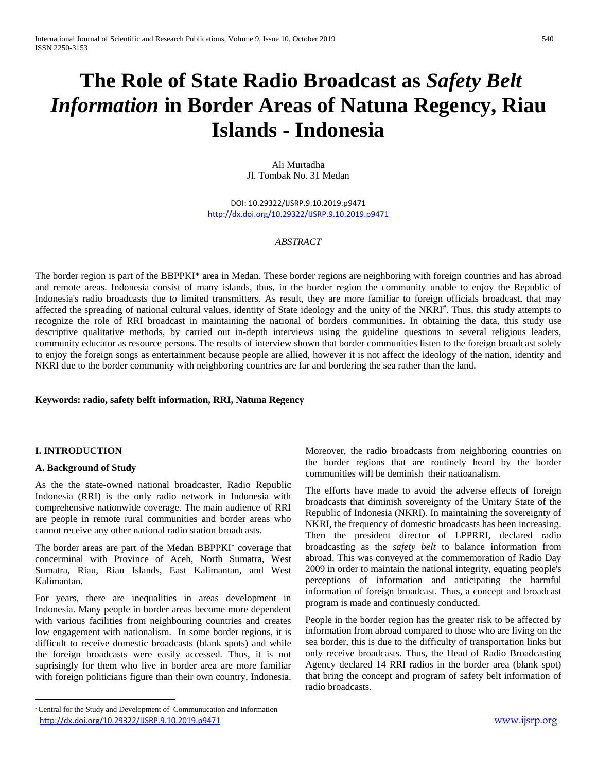# The Role of State Radio Broadcast as *Safety Belt Information* in Border Areas of Natuna Regency, Riau Islands - Indonesia

Ali Murtadha
Jl. Tombak No. 31 Medan

DOI: 10.29322/IJSRP.9.10.2019.p9471
http://dx.doi.org/10.29322/IJSRP.9.10.2019.p9471

*ABSTRACT*

The border region is part of the BBPPKI* area in Medan. These border regions are neighboring with foreign countries and has abroad and remote areas. Indonesia consist of many islands, thus, in the border region the community unable to enjoy the Republic of Indonesia's radio broadcasts due to limited transmitters. As result, they are more familiar to foreign officials broadcast, that may affected the spreading of national cultural values, identity of State ideology and the unity of the NKRI[#]. Thus, this study attempts to recognize the role of RRI broadcast in maintaining the national of borders communities. In obtaining the data, this study use descriptive qualitative methods, by carried out in-depth interviews using the guideline questions to several religious leaders, community educator as resource persons. The results of interview shown that border communities listen to the foreign broadcast solely to enjoy the foreign songs as entertainment because people are allied, however it is not affect the ideology of the nation, identity and NKRI due to the border community with neighboring countries are far and bordering the sea rather than the land.

**Keywords: radio, safety belft information, RRI, Natuna Regency**

## I. INTRODUCTION

### A. Background of Study

As the the state-owned national broadcaster, Radio Republic Indonesia (RRI) is the only radio network in Indonesia with comprehensive nationwide coverage. The main audience of RRI are people in remote rural communities and border areas who cannot receive any other national radio station broadcasts.

The border areas are part of the Medan BBPPKI[*] coverage that concerminal with Province of Aceh, North Sumatra, West Sumatra, Riau, Riau Islands, East Kalimantan, and West Kalimantan.

For years, there are inequalities in areas development in Indonesia. Many people in border areas become more dependent with various facilities from neighbouring countries and creates low engagement with nationalism. In some border regions, it is difficult to receive domestic broadcasts (blank spots) and while the foreign broadcasts were easily accessed. Thus, it is not suprisingly for them who live in border area are more familiar with foreign politicians figure than their own country, Indonesia. Moreover, the radio broadcasts from neighboring countries on the border regions that are routinely heard by the border communities will be deminish their natioanalism.

The efforts have made to avoid the adverse effects of foreign broadcasts that diminish sovereignty of the Unitary State of the Republic of Indonesia (NKRI). In maintaining the sovereignty of NKRI, the frequency of domestic broadcasts has been increasing. Then the president director of LPPRRI, declared radio broadcasting as the *safety belt* to balance information from abroad. This was conveyed at the commemoration of Radio Day 2009 in order to maintain the national integrity, equating people's perceptions of information and anticipating the harmful information of foreign broadcast. Thus, a concept and broadcast program is made and continuesly conducted.

People in the border region has the greater risk to be affected by information from abroad compared to those who are living on the sea border, this is due to the difficulty of transportation links but only receive broadcasts. Thus, the Head of Radio Broadcasting Agency declared 14 RRI radios in the border area (blank spot) that bring the concept and program of safety belt information of radio broadcasts.

[*] Central for the Study and Development of Communucation and Information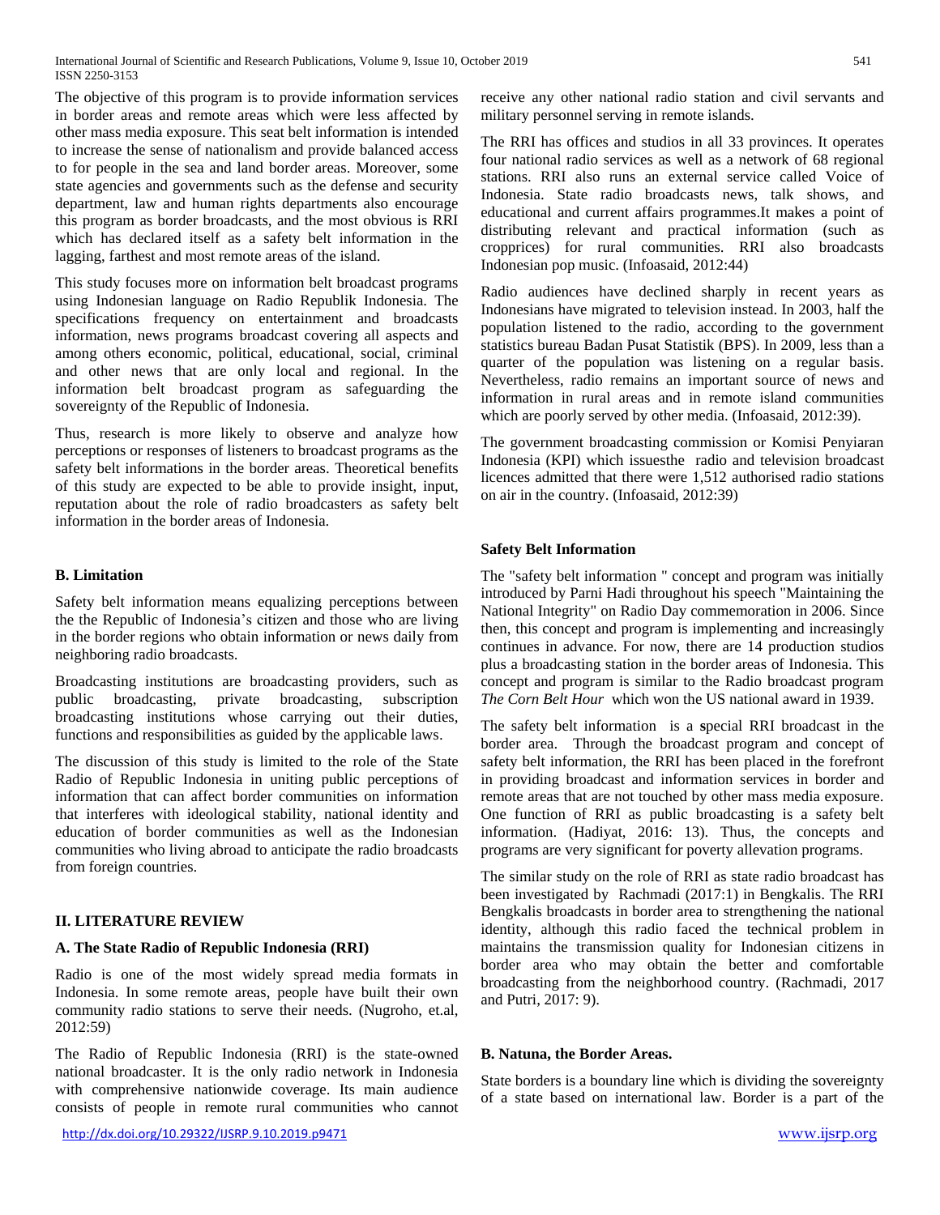The objective of this program is to provide information services in border areas and remote areas which were less affected by other mass media exposure. This seat belt information is intended to increase the sense of nationalism and provide balanced access to for people in the sea and land border areas. Moreover, some state agencies and governments such as the defense and security department, law and human rights departments also encourage this program as border broadcasts, and the most obvious is RRI which has declared itself as a safety belt information in the lagging, farthest and most remote areas of the island.

This study focuses more on information belt broadcast programs using Indonesian language on Radio Republik Indonesia. The specifications frequency on entertainment and broadcasts information, news programs broadcast covering all aspects and among others economic, political, educational, social, criminal and other news that are only local and regional. In the information belt broadcast program as safeguarding the sovereignty of the Republic of Indonesia.

Thus, research is more likely to observe and analyze how perceptions or responses of listeners to broadcast programs as the safety belt informations in the border areas. Theoretical benefits of this study are expected to be able to provide insight, input, reputation about the role of radio broadcasters as safety belt information in the border areas of Indonesia.

### B. Limitation

Safety belt information means equalizing perceptions between the the Republic of Indonesia's citizen and those who are living in the border regions who obtain information or news daily from neighboring radio broadcasts.

Broadcasting institutions are broadcasting providers, such as public broadcasting, private broadcasting, subscription broadcasting institutions whose carrying out their duties, functions and responsibilities as guided by the applicable laws.

The discussion of this study is limited to the role of the State Radio of Republic Indonesia in uniting public perceptions of information that can affect border communities on information that interferes with ideological stability, national identity and education of border communities as well as the Indonesian communities who living abroad to anticipate the radio broadcasts from foreign countries.

## II. LITERATURE REVIEW

### A. The State Radio of Republic Indonesia (RRI)

Radio is one of the most widely spread media formats in Indonesia. In some remote areas, people have built their own community radio stations to serve their needs. (Nugroho, et.al, 2012:59)

The Radio of Republic Indonesia (RRI) is the state-owned national broadcaster. It is the only radio network in Indonesia with comprehensive nationwide coverage. Its main audience consists of people in remote rural communities who cannot receive any other national radio station and civil servants and military personnel serving in remote islands.

The RRI has offices and studios in all 33 provinces. It operates four national radio services as well as a network of 68 regional stations. RRI also runs an external service called Voice of Indonesia. State radio broadcasts news, talk shows, and educational and current affairs programmes.It makes a point of distributing relevant and practical information (such as cropprices) for rural communities. RRI also broadcasts Indonesian pop music. (Infoasaid, 2012:44)

Radio audiences have declined sharply in recent years as Indonesians have migrated to television instead. In 2003, half the population listened to the radio, according to the government statistics bureau Badan Pusat Statistik (BPS). In 2009, less than a quarter of the population was listening on a regular basis. Nevertheless, radio remains an important source of news and information in rural areas and in remote island communities which are poorly served by other media. (Infoasaid, 2012:39).

The government broadcasting commission or Komisi Penyiaran Indonesia (KPI) which issuesthe radio and television broadcast licences admitted that there were 1,512 authorised radio stations on air in the country. (Infoasaid, 2012:39)

### Safety Belt Information

The "safety belt information " concept and program was initially introduced by Parni Hadi throughout his speech "Maintaining the National Integrity" on Radio Day commemoration in 2006. Since then, this concept and program is implementing and increasingly continues in advance. For now, there are 14 production studios plus a broadcasting station in the border areas of Indonesia. This concept and program is similar to the Radio broadcast program *The Corn Belt Hour* which won the US national award in 1939.

The safety belt information is a special RRI broadcast in the border area. Through the broadcast program and concept of safety belt information, the RRI has been placed in the forefront in providing broadcast and information services in border and remote areas that are not touched by other media exposure. One function of RRI as public broadcasting is a safety belt information. (Hadiyat, 2016: 13). Thus, the concepts and programs are very significant for poverty allevation programs.

The similar study on the role of RRI as state radio broadcast has been investigated by Rachmadi (2017:1) in Bengkalis. The RRI Bengkalis broadcasts in border area to strengthening the national identity, although this radio faced the technical problem in maintains the transmission quality for Indonesian citizens in border area who may obtain the better and comfortable broadcasting from the neighborhood country. (Rachmadi, 2017 and Putri, 2017: 9).

### B. Natuna, the Border Areas.

State borders is a boundary line which is dividing the sovereignty of a state based on international law. Border is a part of the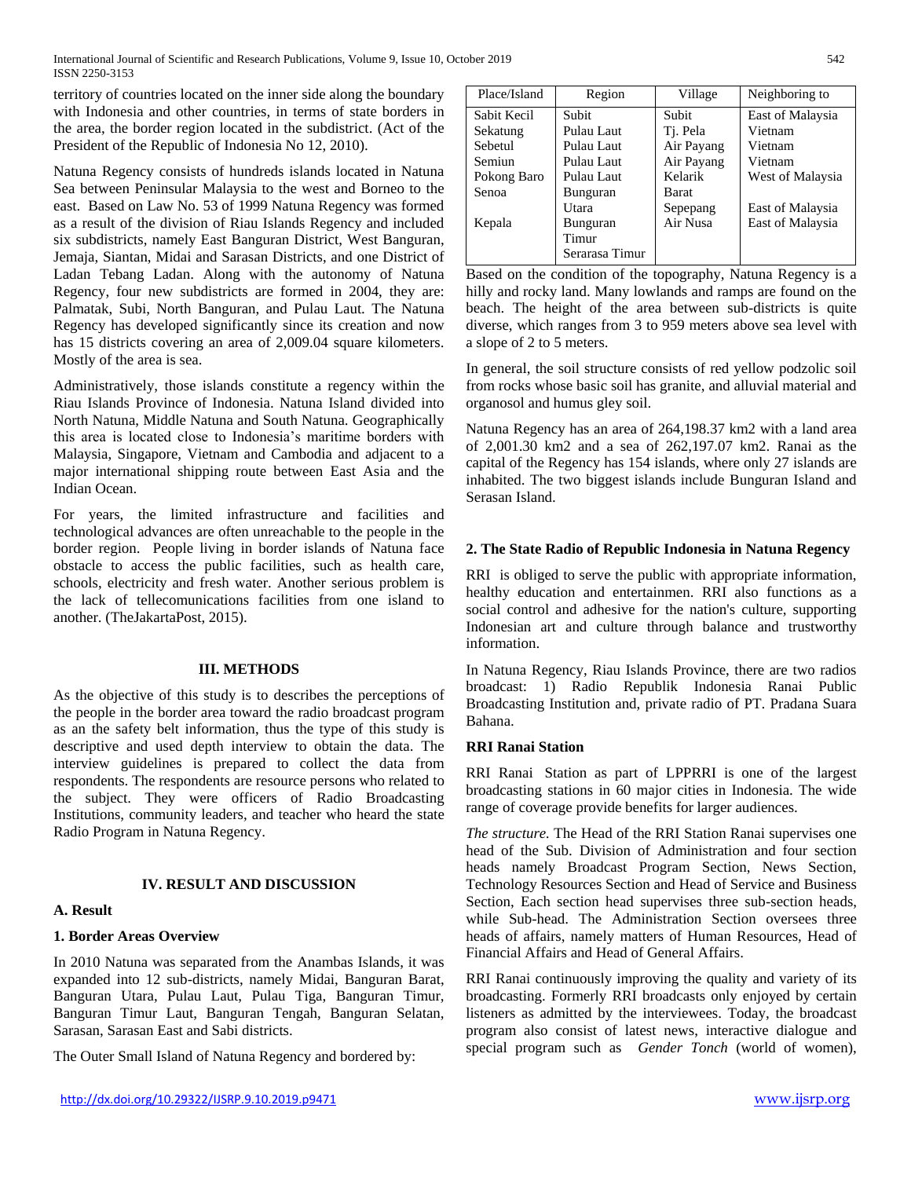territory of countries located on the inner side along the boundary with Indonesia and other countries, in terms of state borders in the area, the border region located in the subdistrict. (Act of the President of the Republic of Indonesia No 12, 2010).

Natuna Regency consists of hundreds islands located in Natuna Sea between Peninsular Malaysia to the west and Borneo to the east. Based on Law No. 53 of 1999 Natuna Regency was formed as a result of the division of Riau Islands Regency and included six subdistricts, namely East Banguran District, West Banguran, Jemaja, Siantan, Midai and Sarasan Districts, and one District of Ladan Tebang Ladan. Along with the autonomy of Natuna Regency, four new subdistricts are formed in 2004, they are: Palmatak, Subi, North Banguran, and Pulau Laut. The Natuna Regency has developed significantly since its creation and now has 15 districts covering an area of 2,009.04 square kilometers. Mostly of the area is sea.

Administratively, those islands constitute a regency within the Riau Islands Province of Indonesia. Natuna Island divided into North Natuna, Middle Natuna and South Natuna. Geographically this area is located close to Indonesia's maritime borders with Malaysia, Singapore, Vietnam and Cambodia and adjacent to a major international shipping route between East Asia and the Indian Ocean.

For years, the limited infrastructure and facilities and technological advances are often unreachable to the people in the border region. People living in border islands of Natuna face obstacle to access the public facilities, such as health care, schools, electricity and fresh water. Another serious problem is the lack of tellecomunications facilities from one island to another. (TheJakartaPost, 2015).

## III. METHODS

As the objective of this study is to describes the perceptions of the people in the border area toward the radio broadcast program as an the safety belt information, thus the type of this study is descriptive and used depth interview to obtain the data. The interview guidelines is prepared to collect the data from respondents. The respondents are resource persons who related to the subject. They were officers of Radio Broadcasting Institutions, community leaders, and teacher who heard the state Radio Program in Natuna Regency.

## IV. RESULT AND DISCUSSION

### A. Result

### 1. Border Areas Overview

In 2010 Natuna was separated from the Anambas Islands, it was expanded into 12 sub-districts, namely Midai, Banguran Barat, Banguran Utara, Pulau Laut, Pulau Tiga, Banguran Timur, Banguran Timur Laut, Banguran Tengah, Banguran Selatan, Sarasan, Sarasan East and Sabi districts.

The Outer Small Island of Natuna Regency and bordered by:

| Place/Island | Region | Village | Neighboring to |
|---|---|---|---|
| Sabit Kecil | Subit | Subit | East of Malaysia |
| Sekatung | Pulau Laut | Tj. Pela | Vietnam |
| Sebetul | Pulau Laut | Air Payang | Vietnam |
| Semiun | Pulau Laut | Air Payang | Vietnam |
| Pokong Baro | Pulau Laut | Kelarik | West of Malaysia |
| Senoa | Bunguran Utara | Barat Sepepang | East of Malaysia |
| Kepala | Bunguran Timur Serarasa Timur | Air Nusa | East of Malaysia |

Based on the condition of the topography, Natuna Regency is a hilly and rocky land. Many lowlands and ramps are found on the beach. The height of the area between sub-districts is quite diverse, which ranges from 3 to 959 meters above sea level with a slope of 2 to 5 meters.

In general, the soil structure consists of red yellow podzolic soil from rocks whose basic soil has granite, and alluvial material and organosol and humus gley soil.

Natuna Regency has an area of 264,198.37 km2 with a land area of 2,001.30 km2 and a sea of 262,197.07 km2. Ranai as the capital of the Regency has 154 islands, where only 27 islands are inhabited. The two biggest islands include Bunguran Island and Serasan Island.

### 2. The State Radio of Republic Indonesia in Natuna Regency

RRI is obliged to serve the public with appropriate information, healthy education and entertainmen. RRI also functions as a social control and adhesive for the nation's culture, supporting Indonesian art and culture through balance and trustworthy information.

In Natuna Regency, Riau Islands Province, there are two radios broadcast: 1) Radio Republik Indonesia Ranai Public Broadcasting Institution and, private radio of PT. Pradana Suara Bahana.

### RRI Ranai Station

RRI Ranai Station as part of LPPRRI is one of the largest broadcasting stations in 60 major cities in Indonesia. The wide range of coverage provide benefits for larger audiences.

*The structure.* The Head of the RRI Station Ranai supervises one head of the Sub. Division of Administration and four section heads namely Broadcast Program Section, News Section, Technology Resources Section and Head of Service and Business Section, Each section head supervises three sub-section heads, while Sub-head. The Administration Section oversees three heads of affairs, namely matters of Human Resources, Head of Financial Affairs and Head of General Affairs.

RRI Ranai continuously improving the quality and variety of its broadcasting. Formerly RRI broadcasts only enjoyed by certain listeners as admitted by the interviewees. Today, the broadcast program also consist of latest news, interactive dialogue and special program such as *Gender Tonch* (world of women),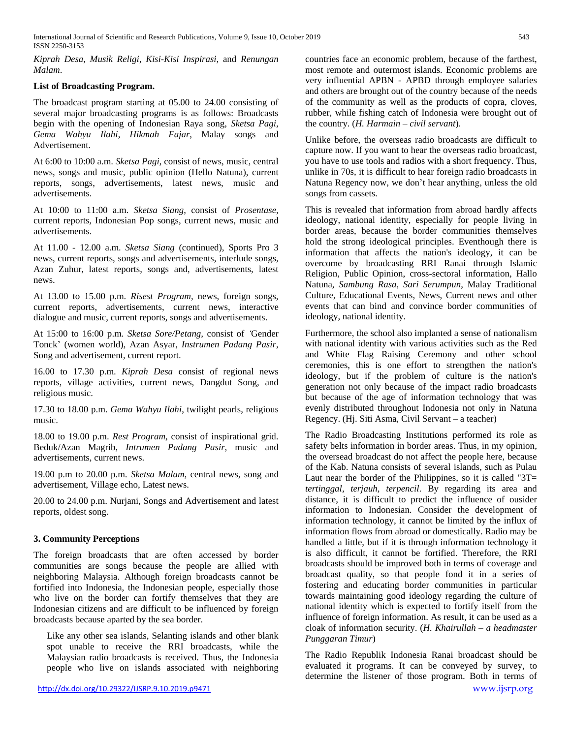*Kiprah Desa*, *Musik Religi*, *Kisi-Kisi Inspirasi*, and *Renungan Malam*.

**List of Broadcasting Program.**

The broadcast program starting at 05.00 to 24.00 consisting of several major broadcasting programs is as follows: Broadcasts begin with the opening of Indonesian Raya song, *Sketsa Pagi*, *Gema Wahyu Ilahi*, *Hikmah Fajar*, Malay songs and Advertisement.

At 6:00 to 10:00 a.m. *Sketsa Pagi*, consist of news, music, central news, songs and music, public opinion (Hello Natuna), current reports, songs, advertisements, latest news, music and advertisements.

At 10:00 to 11:00 a.m. *Sketsa Siang*, consist of *Prosentase*, current reports, Indonesian Pop songs, current news, music and advertisements.

At 11.00 - 12.00 a.m. *Sketsa Siang* (continued), Sports Pro 3 news, current reports, songs and advertisements, interlude songs, Azan Zuhur, latest reports, songs and, advertisements, latest news.

At 13.00 to 15.00 p.m. *Risest Program*, news, foreign songs, current reports, advertisements, current news, interactive dialogue and music, current reports, songs and advertisements.

At 15:00 to 16:00 p.m. *Sketsa Sore/Petang*, consist of *'*Gender Tonck' (women world), Azan Asyar, *Instrumen Padang Pasir*, Song and advertisement, current report.

16.00 to 17.30 p.m. *Kiprah Desa* consist of regional news reports, village activities, current news, Dangdut Song, and religious music.

17.30 to 18.00 p.m. *Gema Wahyu Ilahi*, twilight pearls, religious music.

18.00 to 19.00 p.m. *Rest Program*, consist of inspirational grid. Beduk/Azan Magrib, *Intrumen Padang Pasir*, music and advertisements, current news.

19.00 p.m to 20.00 p.m. *Sketsa Malam*, central news, song and advertisement, Village echo, Latest news.

20.00 to 24.00 p.m. Nurjani, Songs and Advertisement and latest reports, oldest song.

### 3. Community Perceptions

The foreign broadcasts that are often accessed by border communities are songs because the people are allied with neighboring Malaysia. Although foreign broadcasts cannot be fortified into Indonesia, the Indonesian people, especially those who live on the border can fortify themselves that they are Indonesian citizens and are difficult to be influenced by foreign broadcasts because aparted by the sea border.

> Like any other sea islands, Selanting islands and other blank spot unable to receive the RRI broadcasts, while the Malaysian radio broadcasts is received. Thus, the Indonesia people who live on islands associated with neighboring countries face an economic problem, because of the farthest, most remote and outermost islands. Economic problems are very influential APBN - APBD through employee salaries and others are brought out of the country because of the needs of the community as well as the products of copra, cloves, rubber, while fishing catch of Indonesia were brought out of the country. (*H. Harmain – civil servant*).

Unlike before, the overseas radio broadcasts are difficult to capture now. If you want to hear the overseas radio broadcast, you have to use tools and radios with a short frequency. Thus, unlike in 70s, it is difficult to hear foreign radio broadcasts in Natuna Regency now, we don't hear anything, unless the old songs from cassets.

This is revealed that information from abroad hardly affects ideology, national identity, especially for people living in border areas, because the border communities themselves hold the strong ideological principles. Eventhough there is information that affects the nation's ideology, it can be overcome by broadcasting RRI Ranai through Islamic Religion, Public Opinion, cross-sectoral information, Hallo Natuna, *Sambung Rasa, Sari Serumpun,* Malay Traditional Culture, Educational Events, News, Current news and other events that can bind and convince border communities of ideology, national identity.

Furthermore, the school also implanted a sense of nationalism with national identity with various activities such as the Red and White Flag Raising Ceremony and other school ceremonies, this is one effort to strengthen the nation's ideology, but if the problem of culture is the nation's generation not only because of the impact radio broadcasts but because of the age of information technology that was evenly distributed throughout Indonesia not only in Natuna Regency. (Hj. Siti Asma, Civil Servant – a teacher)

The Radio Broadcasting Institutions performed its role as safety belts information in border areas. Thus, in my opinion, the oversead broadcast do not affect the people here, because of the Kab. Natuna consists of several islands, such as Pulau Laut near the border of the Philippines, so it is called "3T= *tertinggal*, *terjauh*, *terpencil*. By regarding its area and distance, it is difficult to predict the influence of ousider information to Indonesian. Consider the development of information technology, it cannot be limited by the influx of information flows from abroad or domestically. Radio may be handled a little, but if it is through information technology it is also difficult, it cannot be fortified. Therefore, the RRI broadcasts should be improved both in terms of coverage and broadcast quality, so that people fond it in a series of fostering and educating border communities in particular towards maintaining good ideology regarding the culture of national identity which is expected to fortify itself from the influence of foreign information. As result, it can be used as a cloak of information security. (*H. Khairullah – a headmaster Punggaran Timur*)

The Radio Republik Indonesia Ranai broadcast should be evaluated it programs. It can be conveyed by survey, to determine the listener of those program. Both in terms of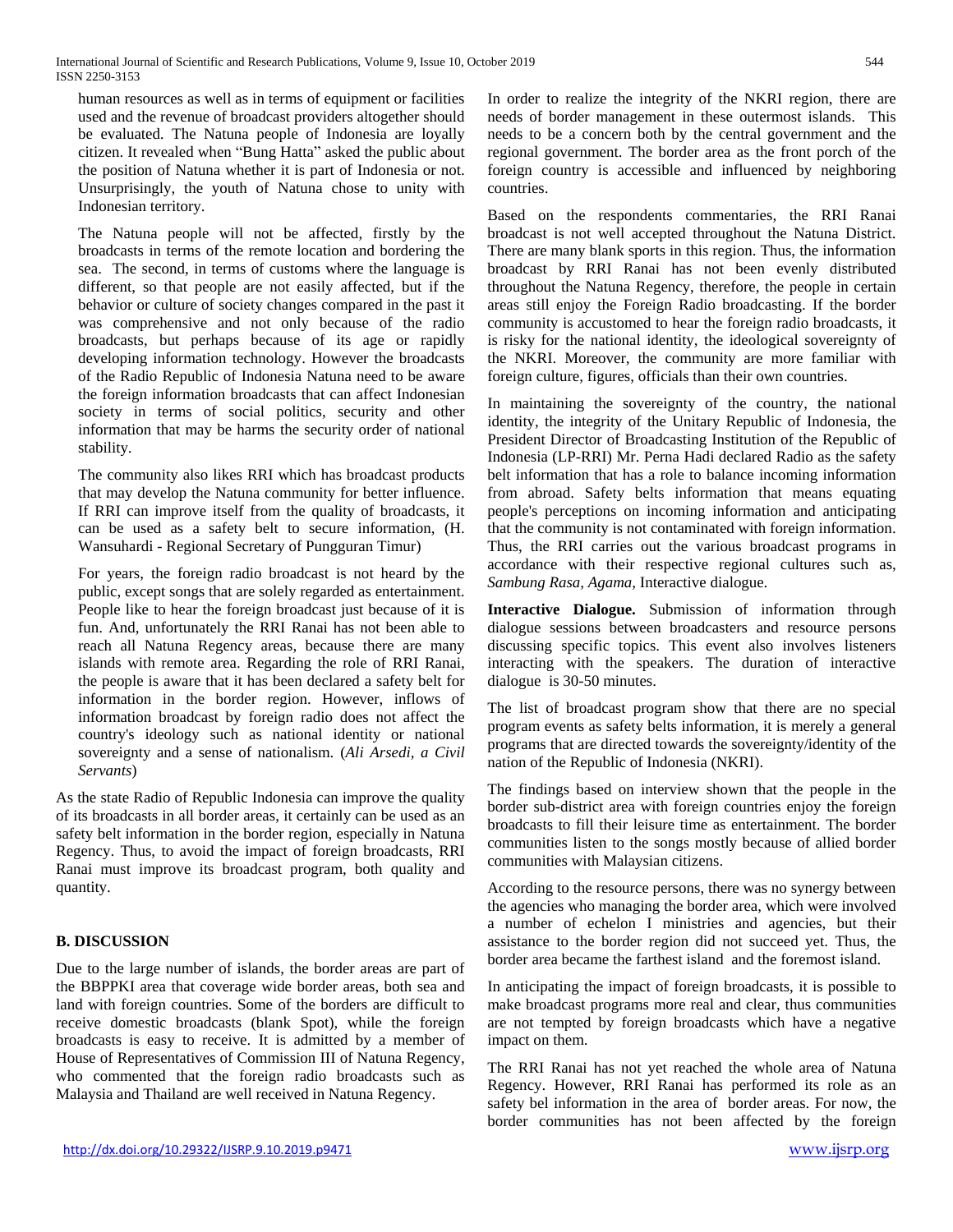human resources as well as in terms of equipment or facilities used and the revenue of broadcast providers altogether should be evaluated. The Natuna people of Indonesia are loyally citizen. It revealed when "Bung Hatta" asked the public about the position of Natuna whether it is part of Indonesia or not. Unsurprisingly, the youth of Natuna chose to unity with Indonesian territory.

The Natuna people will not be affected, firstly by the broadcasts in terms of the remote location and bordering the sea. The second, in terms of customs where the language is different, so that people are not easily affected, but if the behavior or culture of society changes compared in the past it was comprehensive and not only because of the radio broadcasts, but perhaps because of its age or rapidly developing information technology. However the broadcasts of the Radio Republic of Indonesia Natuna need to be aware the foreign information broadcasts that can affect Indonesian society in terms of social politics, security and other information that may be harms the security order of national stability.

The community also likes RRI which has broadcast products that may develop the Natuna community for better influence. If RRI can improve itself from the quality of broadcasts, it can be used as a safety belt to secure information, (H. Wansuhardi - Regional Secretary of Pungguran Timur)

For years, the foreign radio broadcast is not heard by the public, except songs that are solely regarded as entertainment. People like to hear the foreign broadcast just because of it is fun. And, unfortunately the RRI Ranai has not been able to reach all Natuna Regency areas, because there are many islands with remote area. Regarding the role of RRI Ranai, the people is aware that it has been declared a safety belt for information in the border region. However, inflows of information broadcast by foreign radio does not affect the country's ideology such as national identity or national sovereignty and a sense of nationalism. (*Ali Arsedi, a Civil Servants*)

As the state Radio of Republic Indonesia can improve the quality of its broadcasts in all border areas, it certainly can be used as an safety belt information in the border region, especially in Natuna Regency. Thus, to avoid the impact of foreign broadcasts, RRI Ranai must improve its broadcast program, both quality and quantity.

## B. DISCUSSION

Due to the large number of islands, the border areas are part of the BBPPKI area that coverage wide border areas, both sea and land with foreign countries. Some of the borders are difficult to receive domestic broadcasts (blank Spot), while the foreign broadcasts is easy to receive. It is admitted by a member of House of Representatives of Commission III of Natuna Regency, who commented that the foreign radio broadcasts such as Malaysia and Thailand are well received in Natuna Regency.

In order to realize the integrity of the NKRI region, there are needs of border management in these outermost islands. This needs to be a concern both by the central government and the regional government. The border area as the front porch of the foreign country is accessible and influenced by neighboring countries.

Based on the respondents commentaries, the RRI Ranai broadcast is not well accepted throughout the Natuna District. There are many blank sports in this region. Thus, the information broadcast by RRI Ranai has not been evenly distributed throughout the Natuna Regency, therefore, the people in certain areas still enjoy the Foreign Radio broadcasting. If the border community is accustomed to hear the foreign radio broadcasts, it is risky for the national identity, the ideological sovereignty of the NKRI. Moreover, the community are more familiar with foreign culture, figures, officials than their own countries.

In maintaining the sovereignty of the country, the national identity, the integrity of the Unitary Republic of Indonesia, the President Director of Broadcasting Institution of the Republic of Indonesia (LP-RRI) Mr. Perna Hadi declared Radio as the safety belt information that has a role to balance incoming information from abroad. Safety belts information that means equating people's perceptions on incoming information and anticipating that the community is not contaminated with foreign information. Thus, the RRI carries out the various broadcast programs in accordance with their respective regional cultures such as, *Sambung Rasa, Agama,* Interactive dialogue.

**Interactive Dialogue.** Submission of information through dialogue sessions between broadcasters and resource persons discussing specific topics. This event also involves listeners interacting with the speakers. The duration of interactive dialogue is 30-50 minutes.

The list of broadcast program show that there are no special program events as safety belts information, it is merely a general programs that are directed towards the sovereignty/identity of the nation of the Republic of Indonesia (NKRI).

The findings based on interview shown that the people in the border sub-district area with foreign countries enjoy the foreign broadcasts to fill their leisure time as entertainment. The border communities listen to the songs mostly because of allied border communities with Malaysian citizens.

According to the resource persons, there was no synergy between the agencies who managing the border area, which were involved a number of echelon I ministries and agencies, but their assistance to the border region did not succeed yet. Thus, the border area became the farthest island and the foremost island.

In anticipating the impact of foreign broadcasts, it is possible to make broadcast programs more real and clear, thus communities are not tempted by foreign broadcasts which have a negative impact on them.

The RRI Ranai has not yet reached the whole area of Natuna Regency. However, RRI Ranai has performed its role as an safety bel information in the area of border areas. For now, the border communities has not been affected by the foreign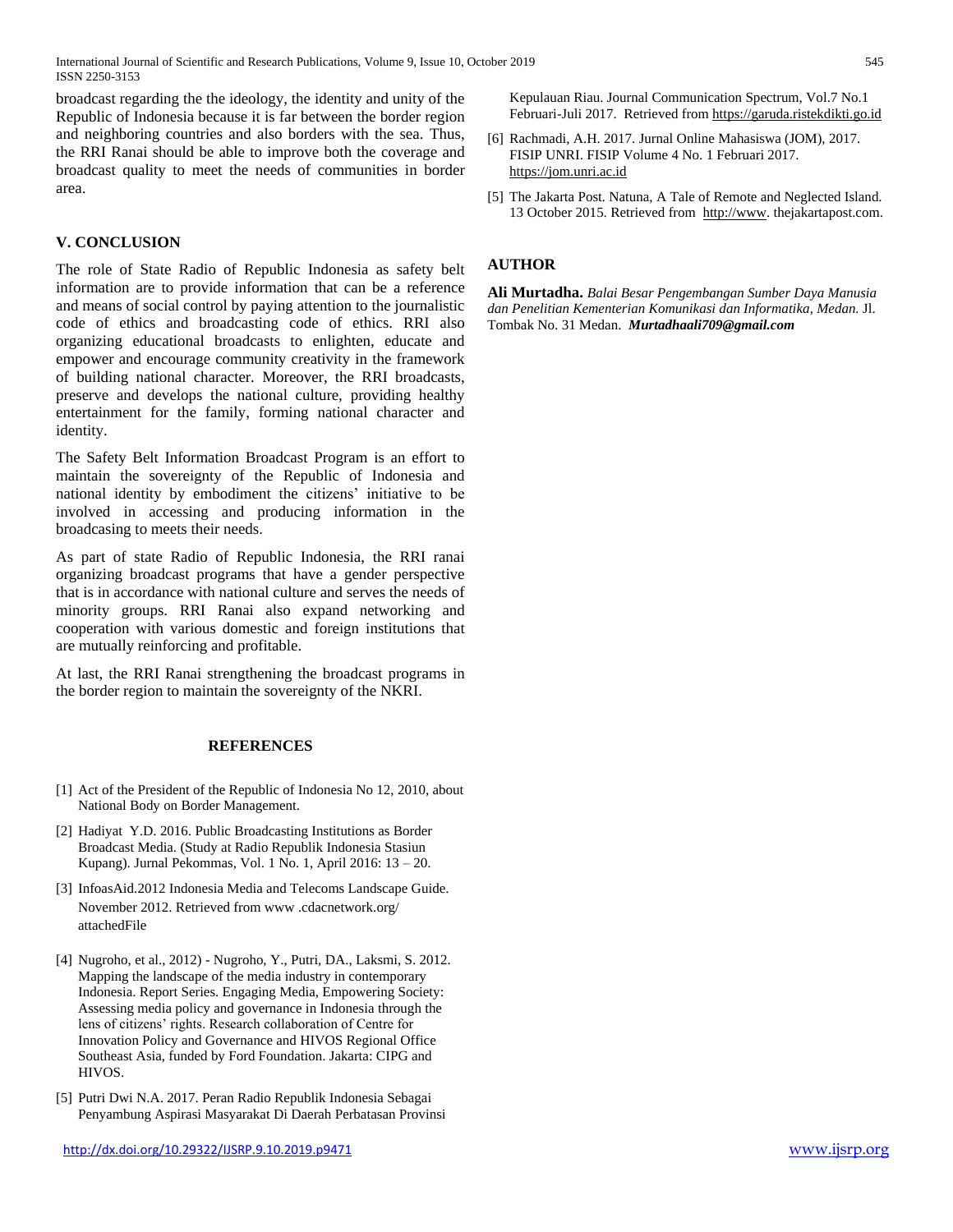broadcast regarding the the ideology, the identity and unity of the Republic of Indonesia because it is far between the border region and neighboring countries and also borders with the sea. Thus, the RRI Ranai should be able to improve both the coverage and broadcast quality to meet the needs of communities in border area.

## V. CONCLUSION

The role of State Radio of Republic Indonesia as safety belt information are to provide information that can be a reference and means of social control by paying attention to the journalistic code of ethics and broadcasting code of ethics. RRI also organizing educational broadcasts to enlighten, educate and empower and encourage community creativity in the framework of building national character. Moreover, the RRI broadcasts, preserve and develops the national culture, providing healthy entertainment for the family, forming national character and identity.

The Safety Belt Information Broadcast Program is an effort to maintain the sovereignty of the Republic of Indonesia and national identity by embodiment the citizens' initiative to be involved in accessing and producing information in the broadcasing to meets their needs.

As part of state Radio of Republic Indonesia, the RRI ranai organizing broadcast programs that have a gender perspective that is in accordance with national culture and serves the needs of minority groups. RRI Ranai also expand networking and cooperation with various domestic and foreign institutions that are mutually reinforcing and profitable.

At last, the RRI Ranai strengthening the broadcast programs in the border region to maintain the sovereignty of the NKRI.

## REFERENCES

[1] Act of the President of the Republic of Indonesia No 12, 2010, about National Body on Border Management.

[2] Hadiyat Y.D. 2016. Public Broadcasting Institutions as Border Broadcast Media. (Study at Radio Republik Indonesia Stasiun Kupang). Jurnal Pekommas, Vol. 1 No. 1, April 2016: 13 – 20.

[3] InfoasAid.2012 Indonesia Media and Telecoms Landscape Guide. November 2012. Retrieved from www .cdacnetwork.org/ attachedFile

[4] Nugroho, et al., 2012) - Nugroho, Y., Putri, DA., Laksmi, S. 2012. Mapping the landscape of the media industry in contemporary Indonesia. Report Series. Engaging Media, Empowering Society: Assessing media policy and governance in Indonesia through the lens of citizens' rights. Research collaboration of Centre for Innovation Policy and Governance and HIVOS Regional Office Southeast Asia, funded by Ford Foundation. Jakarta: CIPG and HIVOS.

[5] Putri Dwi N.A. 2017. Peran Radio Republik Indonesia Sebagai Penyambung Aspirasi Masyarakat Di Daerah Perbatasan Provinsi Kepulauan Riau. Journal Communication Spectrum, Vol.7 No.1 Februari-Juli 2017. Retrieved from https://garuda.ristekdikti.go.id

[6] Rachmadi, A.H. 2017. Jurnal Online Mahasiswa (JOM), 2017. FISIP UNRI. FISIP Volume 4 No. 1 Februari 2017. https://jom.unri.ac.id

[5] The Jakarta Post. Natuna, A Tale of Remote and Neglected Island. 13 October 2015. Retrieved from http://www. thejakartapost.com.

## AUTHOR

**Ali Murtadha.** *Balai Besar Pengembangan Sumber Daya Manusia dan Penelitian Kementerian Komunikasi dan Informatika, Medan.* Jl. Tombak No. 31 Medan. ***Murtadhaali709@gmail.com***